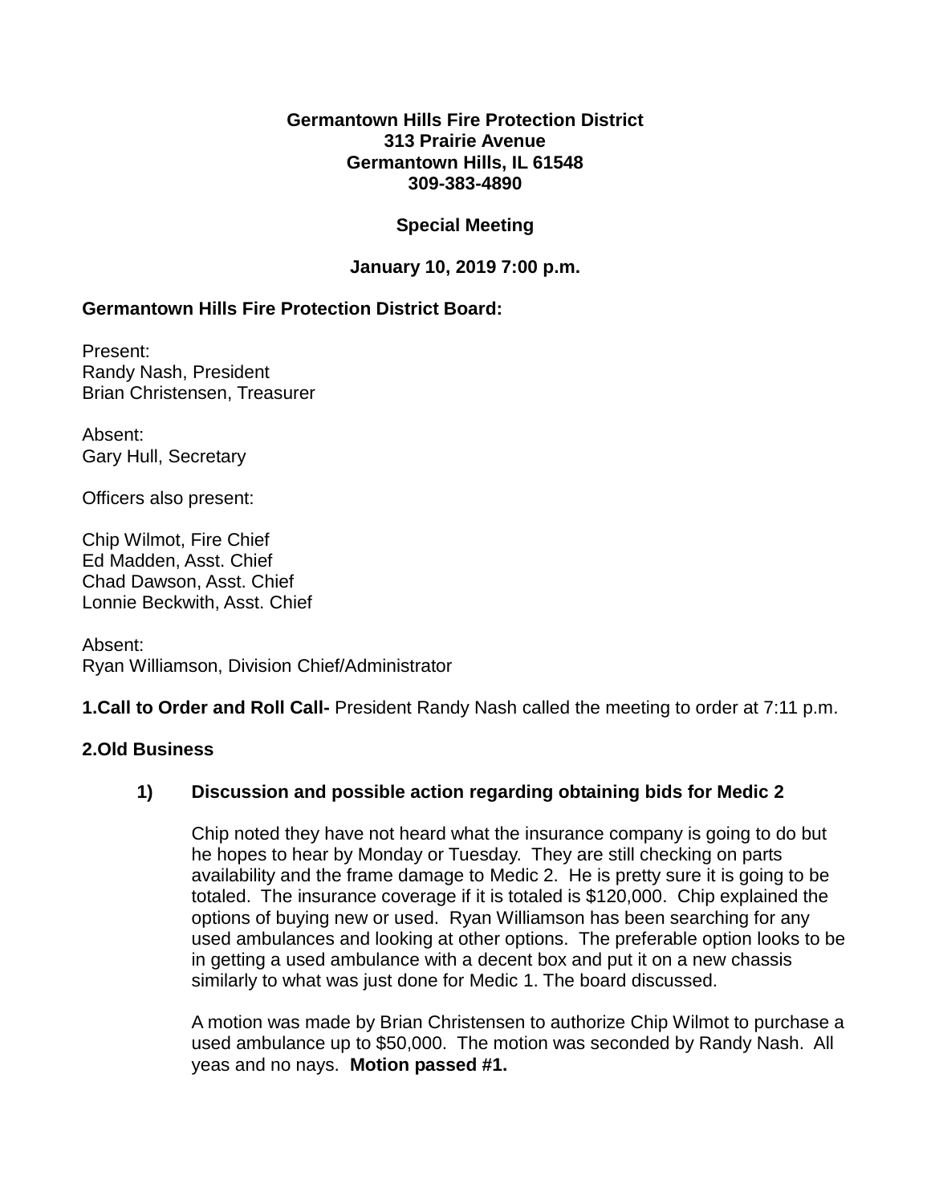**Germantown Hills Fire Protection District**
**313 Prairie Avenue**
**Germantown Hills, IL 61548**
**309-383-4890**

**Special Meeting**

**January 10, 2019 7:00 p.m.**

**Germantown Hills Fire Protection District Board:**

Present:
Randy Nash, President
Brian Christensen, Treasurer

Absent:
Gary Hull, Secretary

Officers also present:

Chip Wilmot, Fire Chief
Ed Madden, Asst. Chief
Chad Dawson, Asst. Chief
Lonnie Beckwith, Asst. Chief

Absent:
Ryan Williamson, Division Chief/Administrator

**1.Call to Order and Roll Call-** President Randy Nash called the meeting to order at 7:11 p.m.

**2.Old Business**

**1) Discussion and possible action regarding obtaining bids for Medic 2**

Chip noted they have not heard what the insurance company is going to do but he hopes to hear by Monday or Tuesday. They are still checking on parts availability and the frame damage to Medic 2. He is pretty sure it is going to be totaled. The insurance coverage if it is totaled is $120,000. Chip explained the options of buying new or used. Ryan Williamson has been searching for any used ambulances and looking at other options. The preferable option looks to be in getting a used ambulance with a decent box and put it on a new chassis similarly to what was just done for Medic 1. The board discussed.

A motion was made by Brian Christensen to authorize Chip Wilmot to purchase a used ambulance up to $50,000. The motion was seconded by Randy Nash. All yeas and no nays. **Motion passed #1.**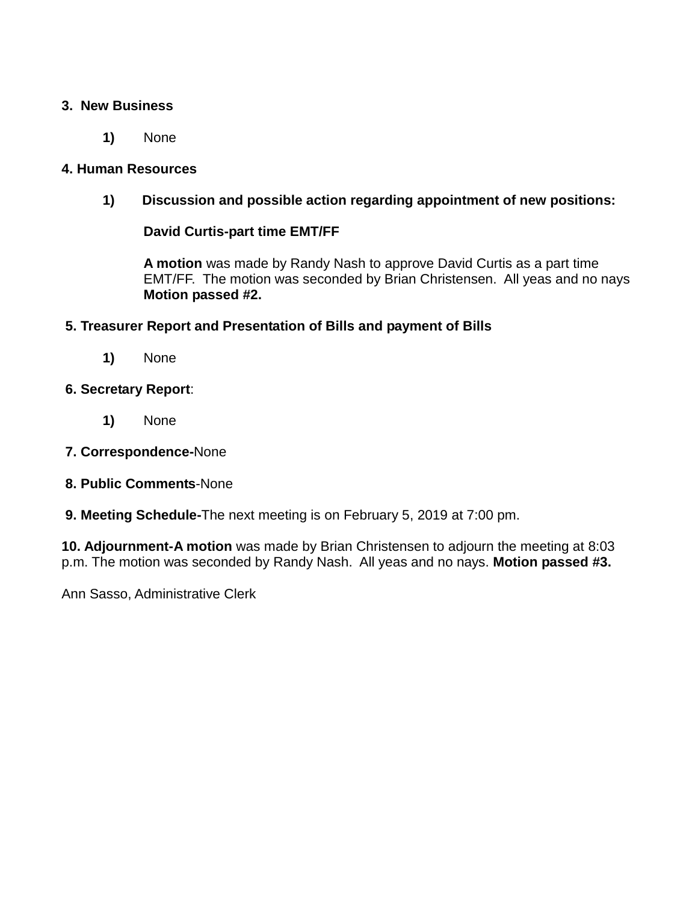**3. New Business**

**1)** None

**4. Human Resources**

**1) Discussion and possible action regarding appointment of new positions:**

**David Curtis-part time EMT/FF**

**A motion** was made by Randy Nash to approve David Curtis as a part time EMT/FF. The motion was seconded by Brian Christensen. All yeas and no nays **Motion passed #2.**

**5. Treasurer Report and Presentation of Bills and payment of Bills**

**1)** None

**6. Secretary Report**:

**1)** None

**7. Correspondence-**None

**8. Public Comments**-None

**9. Meeting Schedule-**The next meeting is on February 5, 2019 at 7:00 pm.

**10. Adjournment-A motion** was made by Brian Christensen to adjourn the meeting at 8:03 p.m. The motion was seconded by Randy Nash. All yeas and no nays. **Motion passed #3.**

Ann Sasso, Administrative Clerk